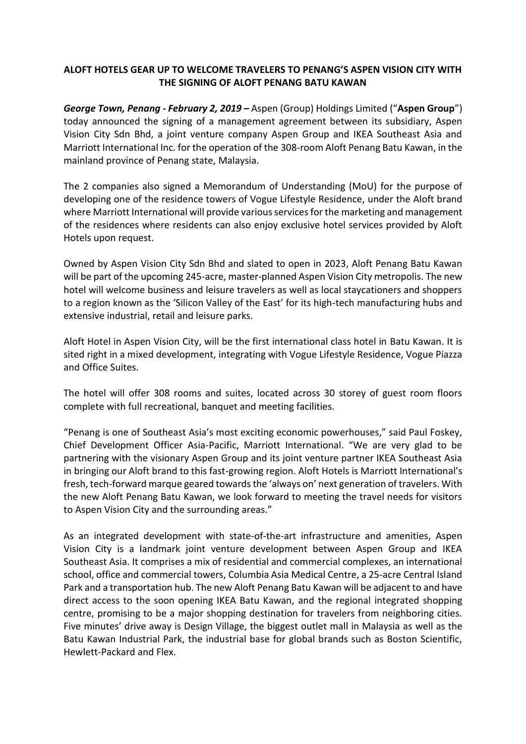**ALOFT HOTELS GEAR UP TO WELCOME TRAVELERS TO PENANG'S ASPEN VISION CITY WITH THE SIGNING OF ALOFT PENANG BATU KAWAN**

***George Town, Penang - February 2, 2019 –*** Aspen (Group) Holdings Limited ("**Aspen Group**") today announced the signing of a management agreement between its subsidiary, Aspen Vision City Sdn Bhd, a joint venture company Aspen Group and IKEA Southeast Asia and Marriott International Inc. for the operation of the 308-room Aloft Penang Batu Kawan, in the mainland province of Penang state, Malaysia.

The 2 companies also signed a Memorandum of Understanding (MoU) for the purpose of developing one of the residence towers of Vogue Lifestyle Residence, under the Aloft brand where Marriott International will provide various services for the marketing and management of the residences where residents can also enjoy exclusive hotel services provided by Aloft Hotels upon request.

Owned by Aspen Vision City Sdn Bhd and slated to open in 2023, Aloft Penang Batu Kawan will be part of the upcoming 245-acre, master-planned Aspen Vision City metropolis. The new hotel will welcome business and leisure travelers as well as local staycationers and shoppers to a region known as the 'Silicon Valley of the East' for its high-tech manufacturing hubs and extensive industrial, retail and leisure parks.

Aloft Hotel in Aspen Vision City, will be the first international class hotel in Batu Kawan. It is sited right in a mixed development, integrating with Vogue Lifestyle Residence, Vogue Piazza and Office Suites.

The hotel will offer 308 rooms and suites, located across 30 storey of guest room floors complete with full recreational, banquet and meeting facilities.

"Penang is one of Southeast Asia's most exciting economic powerhouses," said Paul Foskey, Chief Development Officer Asia-Pacific, Marriott International. "We are very glad to be partnering with the visionary Aspen Group and its joint venture partner IKEA Southeast Asia in bringing our Aloft brand to this fast-growing region. Aloft Hotels is Marriott International's fresh, tech-forward marque geared towards the 'always on' next generation of travelers. With the new Aloft Penang Batu Kawan, we look forward to meeting the travel needs for visitors to Aspen Vision City and the surrounding areas."

As an integrated development with state-of-the-art infrastructure and amenities, Aspen Vision City is a landmark joint venture development between Aspen Group and IKEA Southeast Asia. It comprises a mix of residential and commercial complexes, an international school, office and commercial towers, Columbia Asia Medical Centre, a 25-acre Central Island Park and a transportation hub. The new Aloft Penang Batu Kawan will be adjacent to and have direct access to the soon opening IKEA Batu Kawan, and the regional integrated shopping centre, promising to be a major shopping destination for travelers from neighboring cities. Five minutes' drive away is Design Village, the biggest outlet mall in Malaysia as well as the Batu Kawan Industrial Park, the industrial base for global brands such as Boston Scientific, Hewlett-Packard and Flex.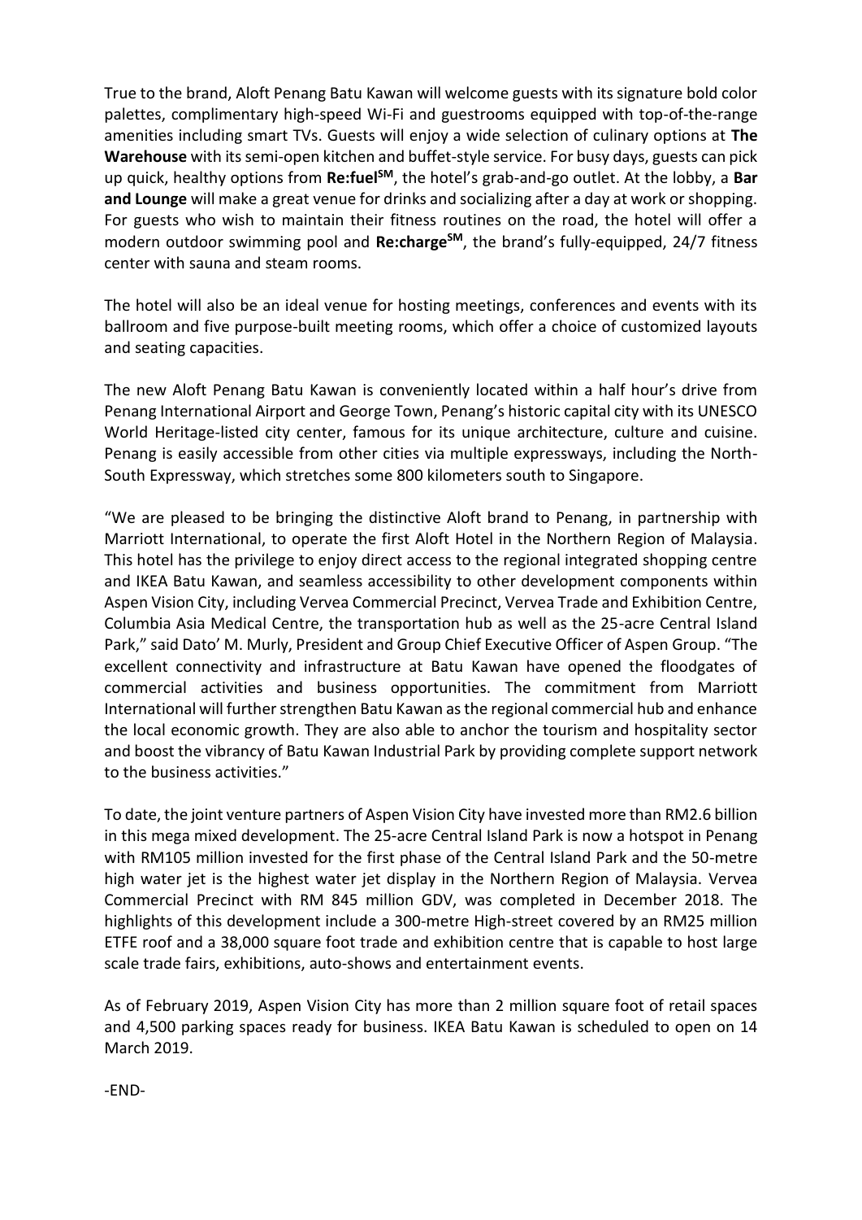True to the brand, Aloft Penang Batu Kawan will welcome guests with its signature bold color palettes, complimentary high-speed Wi-Fi and guestrooms equipped with top-of-the-range amenities including smart TVs. Guests will enjoy a wide selection of culinary options at **The Warehouse** with its semi-open kitchen and buffet-style service. For busy days, guests can pick up quick, healthy options from **Re:fuel**[SM], the hotel's grab-and-go outlet. At the lobby, a **Bar and Lounge** will make a great venue for drinks and socializing after a day at work or shopping. For guests who wish to maintain their fitness routines on the road, the hotel will offer a modern outdoor swimming pool and **Re:charge**[SM], the brand's fully-equipped, 24/7 fitness center with sauna and steam rooms.

The hotel will also be an ideal venue for hosting meetings, conferences and events with its ballroom and five purpose-built meeting rooms, which offer a choice of customized layouts and seating capacities.

The new Aloft Penang Batu Kawan is conveniently located within a half hour's drive from Penang International Airport and George Town, Penang's historic capital city with its UNESCO World Heritage-listed city center, famous for its unique architecture, culture and cuisine. Penang is easily accessible from other cities via multiple expressways, including the North-South Expressway, which stretches some 800 kilometers south to Singapore.

"We are pleased to be bringing the distinctive Aloft brand to Penang, in partnership with Marriott International, to operate the first Aloft Hotel in the Northern Region of Malaysia. This hotel has the privilege to enjoy direct access to the regional integrated shopping centre and IKEA Batu Kawan, and seamless accessibility to other development components within Aspen Vision City, including Vervea Commercial Precinct, Vervea Trade and Exhibition Centre, Columbia Asia Medical Centre, the transportation hub as well as the 25-acre Central Island Park," said Dato' M. Murly, President and Group Chief Executive Officer of Aspen Group. "The excellent connectivity and infrastructure at Batu Kawan have opened the floodgates of commercial activities and business opportunities. The commitment from Marriott International will further strengthen Batu Kawan as the regional commercial hub and enhance the local economic growth. They are also able to anchor the tourism and hospitality sector and boost the vibrancy of Batu Kawan Industrial Park by providing complete support network to the business activities."

To date, the joint venture partners of Aspen Vision City have invested more than RM2.6 billion in this mega mixed development. The 25-acre Central Island Park is now a hotspot in Penang with RM105 million invested for the first phase of the Central Island Park and the 50-metre high water jet is the highest water jet display in the Northern Region of Malaysia. Vervea Commercial Precinct with RM 845 million GDV, was completed in December 2018. The highlights of this development include a 300-metre High-street covered by an RM25 million ETFE roof and a 38,000 square foot trade and exhibition centre that is capable to host large scale trade fairs, exhibitions, auto-shows and entertainment events.

As of February 2019, Aspen Vision City has more than 2 million square foot of retail spaces and 4,500 parking spaces ready for business. IKEA Batu Kawan is scheduled to open on 14 March 2019.

-END-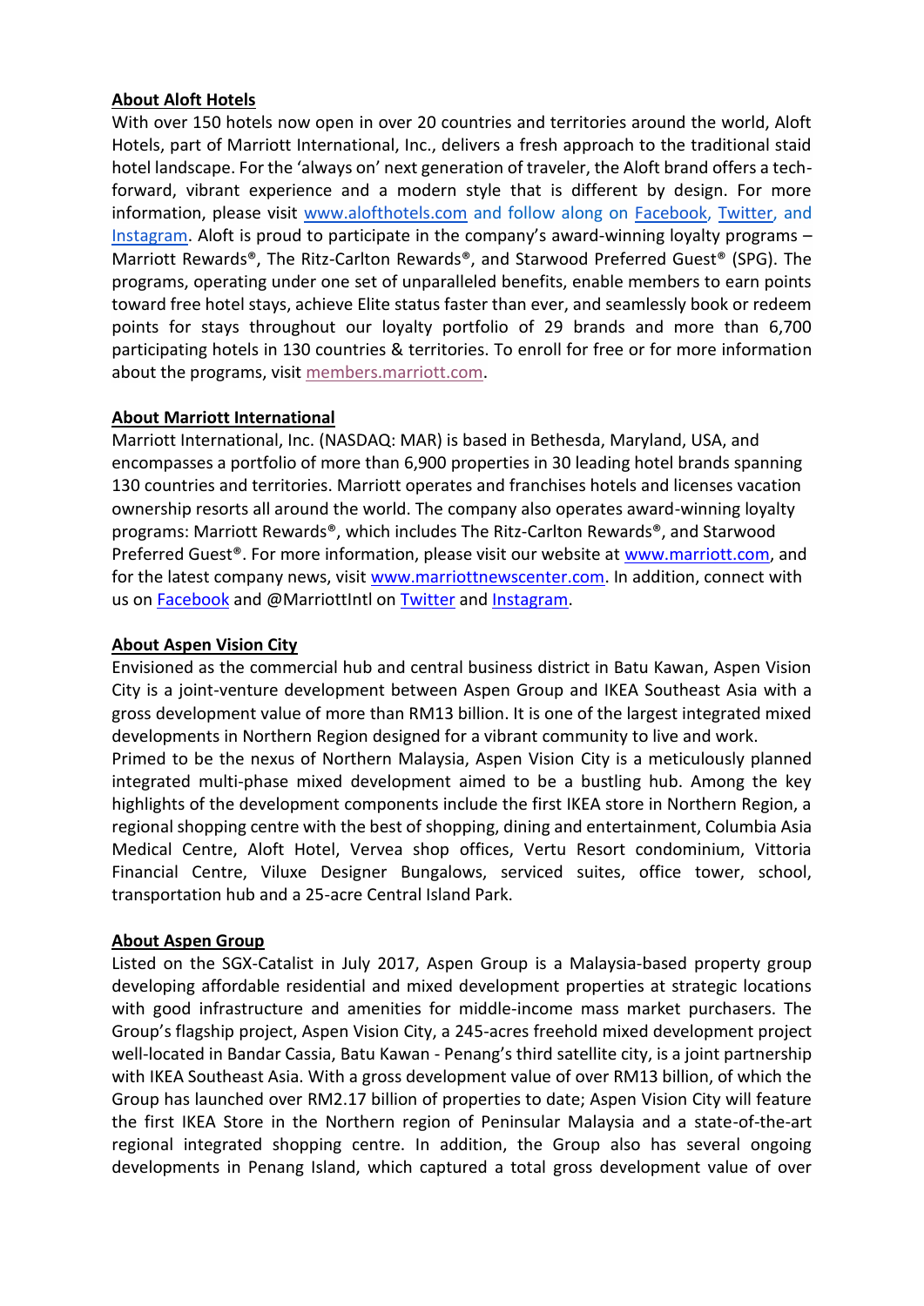**About Aloft Hotels**

With over 150 hotels now open in over 20 countries and territories around the world, Aloft Hotels, part of Marriott International, Inc., delivers a fresh approach to the traditional staid hotel landscape. For the 'always on' next generation of traveler, the Aloft brand offers a tech-forward, vibrant experience and a modern style that is different by design. For more information, please visit [www.alofthotels.com](www.alofthotels.com) and follow along on [Facebook](), [Twitter](), and [Instagram](). Aloft is proud to participate in the company's award-winning loyalty programs – Marriott Rewards®, The Ritz-Carlton Rewards®, and Starwood Preferred Guest® (SPG). The programs, operating under one set of unparalleled benefits, enable members to earn points toward free hotel stays, achieve Elite status faster than ever, and seamlessly book or redeem points for stays throughout our loyalty portfolio of 29 brands and more than 6,700 participating hotels in 130 countries & territories. To enroll for free or for more information about the programs, visit [members.marriott.com](members.marriott.com).

**About Marriott International**

Marriott International, Inc. (NASDAQ: MAR) is based in Bethesda, Maryland, USA, and encompasses a portfolio of more than 6,900 properties in 30 leading hotel brands spanning 130 countries and territories. Marriott operates and franchises hotels and licenses vacation ownership resorts all around the world. The company also operates award-winning loyalty programs: Marriott Rewards®, which includes The Ritz-Carlton Rewards®, and Starwood Preferred Guest®. For more information, please visit our website at [www.marriott.com](www.marriott.com), and for the latest company news, visit [www.marriottnewscenter.com](www.marriottnewscenter.com). In addition, connect with us on [Facebook]() and @MarriottIntl on [Twitter]() and [Instagram]().

**About Aspen Vision City**

Envisioned as the commercial hub and central business district in Batu Kawan, Aspen Vision City is a joint-venture development between Aspen Group and IKEA Southeast Asia with a gross development value of more than RM13 billion. It is one of the largest integrated mixed developments in Northern Region designed for a vibrant community to live and work.

Primed to be the nexus of Northern Malaysia, Aspen Vision City is a meticulously planned integrated multi-phase mixed development aimed to be a bustling hub. Among the key highlights of the development components include the first IKEA store in Northern Region, a regional shopping centre with the best of shopping, dining and entertainment, Columbia Asia Medical Centre, Aloft Hotel, Vervea shop offices, Vertu Resort condominium, Vittoria Financial Centre, Viluxe Designer Bungalows, serviced suites, office tower, school, transportation hub and a 25-acre Central Island Park.

**About Aspen Group**

Listed on the SGX-Catalist in July 2017, Aspen Group is a Malaysia-based property group developing affordable residential and mixed development properties at strategic locations with good infrastructure and amenities for middle-income mass market purchasers. The Group's flagship project, Aspen Vision City, a 245-acres freehold mixed development project well-located in Bandar Cassia, Batu Kawan - Penang's third satellite city, is a joint partnership with IKEA Southeast Asia. With a gross development value of over RM13 billion, of which the Group has launched over RM2.17 billion of properties to date; Aspen Vision City will feature the first IKEA Store in the Northern region of Peninsular Malaysia and a state-of-the-art regional integrated shopping centre. In addition, the Group also has several ongoing developments in Penang Island, which captured a total gross development value of over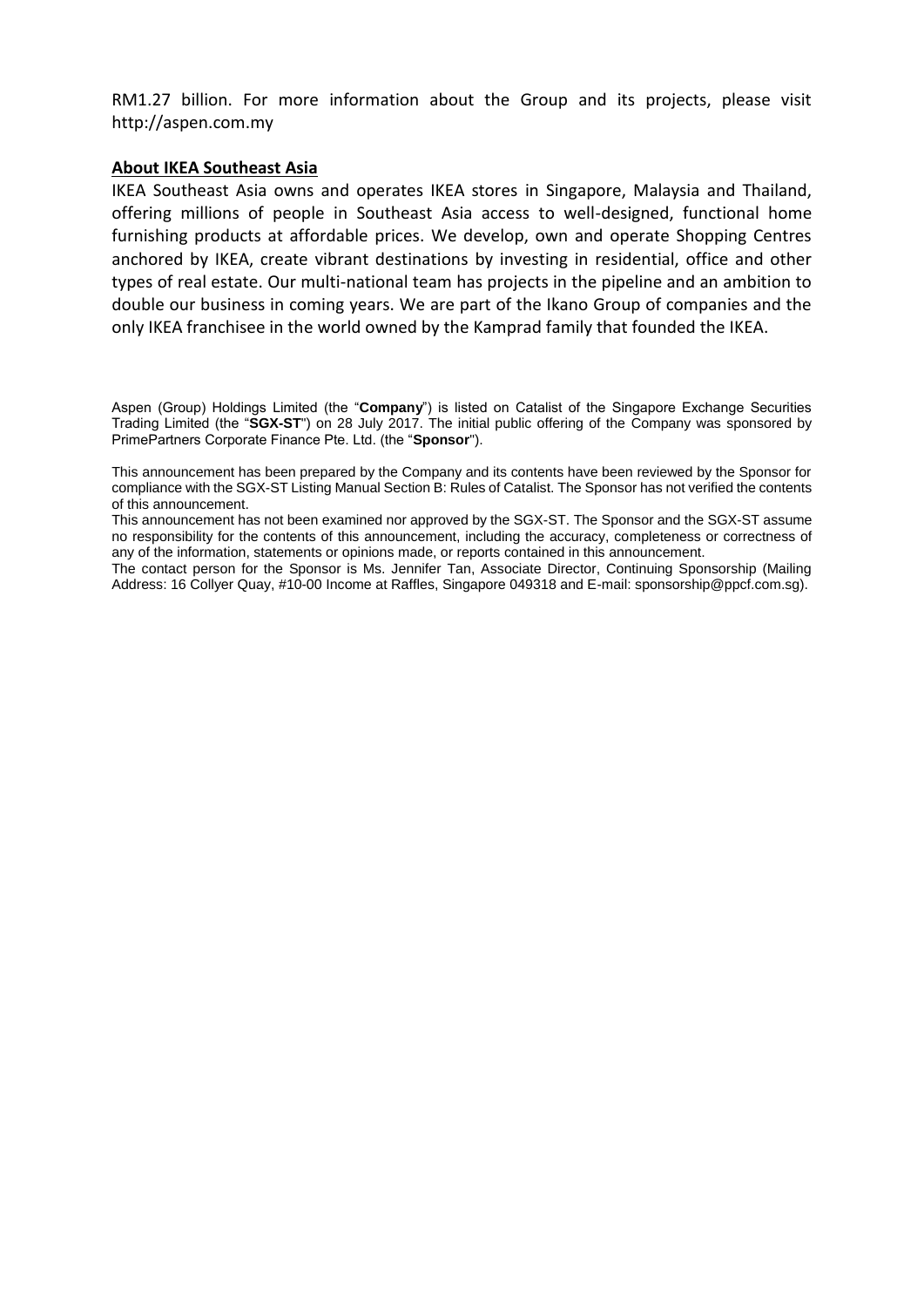RM1.27 billion. For more information about the Group and its projects, please visit http://aspen.com.my

**About IKEA Southeast Asia**

IKEA Southeast Asia owns and operates IKEA stores in Singapore, Malaysia and Thailand, offering millions of people in Southeast Asia access to well-designed, functional home furnishing products at affordable prices. We develop, own and operate Shopping Centres anchored by IKEA, create vibrant destinations by investing in residential, office and other types of real estate. Our multi-national team has projects in the pipeline and an ambition to double our business in coming years. We are part of the Ikano Group of companies and the only IKEA franchisee in the world owned by the Kamprad family that founded the IKEA.

Aspen (Group) Holdings Limited (the "**Company**") is listed on Catalist of the Singapore Exchange Securities Trading Limited (the "**SGX-ST**") on 28 July 2017. The initial public offering of the Company was sponsored by PrimePartners Corporate Finance Pte. Ltd. (the "**Sponsor**").

This announcement has been prepared by the Company and its contents have been reviewed by the Sponsor for compliance with the SGX-ST Listing Manual Section B: Rules of Catalist. The Sponsor has not verified the contents of this announcement.

This announcement has not been examined nor approved by the SGX-ST. The Sponsor and the SGX-ST assume no responsibility for the contents of this announcement, including the accuracy, completeness or correctness of any of the information, statements or opinions made, or reports contained in this announcement.

The contact person for the Sponsor is Ms. Jennifer Tan, Associate Director, Continuing Sponsorship (Mailing Address: 16 Collyer Quay, #10-00 Income at Raffles, Singapore 049318 and E-mail: sponsorship@ppcf.com.sg).